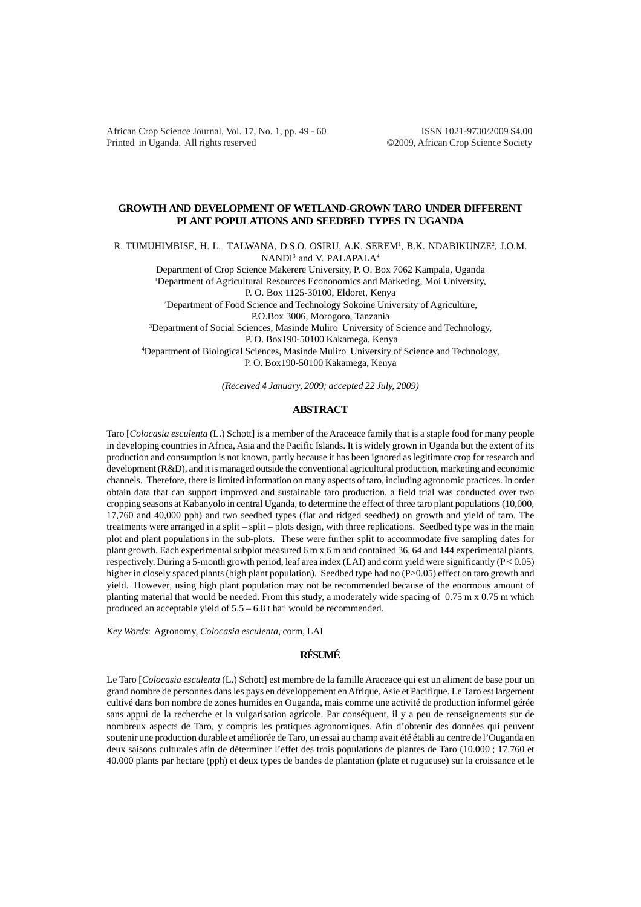# GROWTH AND DEVELOPMENT OF WETLAND-GROWN TARO UNDER DIFFERENT PLANT POPULATIONS AND SEEDBED TYPES IN UGANDA

R. TUMUHIMBISE, H. L. TALWANA, D.S.O. OSIRU, A.K. SEREM[1], B.K. NDABIKUNZE[2], J.O.M. NANDI[3] and V. PALAPALA[4]

Department of Crop Science Makerere University, P. O. Box 7062 Kampala, Uganda

[1]Department of Agricultural Resources Econonomics and Marketing, Moi University, P. O. Box 1125-30100, Eldoret, Kenya

[2]Department of Food Science and Technology Sokoine University of Agriculture, P.O.Box 3006, Morogoro, Tanzania

[3]Department of Social Sciences, Masinde Muliro University of Science and Technology, P. O. Box190-50100 Kakamega, Kenya

[4]Department of Biological Sciences, Masinde Muliro University of Science and Technology, P. O. Box190-50100 Kakamega, Kenya

*(Received 4 January, 2009; accepted 22 July, 2009)*

## ABSTRACT

Taro [*Colocasia esculenta* (L.) Schott] is a member of the Araceace family that is a staple food for many people in developing countries in Africa, Asia and the Pacific Islands. It is widely grown in Uganda but the extent of its production and consumption is not known, partly because it has been ignored as legitimate crop for research and development (R&D), and it is managed outside the conventional agricultural production, marketing and economic channels. Therefore, there is limited information on many aspects of taro, including agronomic practices. In order obtain data that can support improved and sustainable taro production, a field trial was conducted over two cropping seasons at Kabanyolo in central Uganda, to determine the effect of three taro plant populations (10,000, 17,760 and 40,000 pph) and two seedbed types (flat and ridged seedbed) on growth and yield of taro. The treatments were arranged in a split – split – plots design, with three replications. Seedbed type was in the main plot and plant populations in the sub-plots. These were further split to accommodate five sampling dates for plant growth. Each experimental subplot measured 6 m x 6 m and contained 36, 64 and 144 experimental plants, respectively. During a 5-month growth period, leaf area index (LAI) and corm yield were significantly ($P < 0.05$) higher in closely spaced plants (high plant population). Seedbed type had no ($P>0.05$) effect on taro growth and yield. However, using high plant population may not be recommended because of the enormous amount of planting material that would be needed. From this study, a moderately wide spacing of 0.75 m x 0.75 m which produced an acceptable yield of 5.5 – 6.8 t ha$^{-1}$ would be recommended.

*Key Words*: Agronomy, *Colocasia esculenta*, corm, LAI

## RÉSUMÉ

Le Taro [*Colocasia esculenta* (L.) Schott] est membre de la famille Araceace qui est un aliment de base pour un grand nombre de personnes dans les pays en développement en Afrique, Asie et Pacifique. Le Taro est largement cultivé dans bon nombre de zones humides en Ouganda, mais comme une activité de production informel gérée sans appui de la recherche et la vulgarisation agricole. Par conséquent, il y a peu de renseignements sur de nombreux aspects de Taro, y compris les pratiques agronomiques. Afin d'obtenir des données qui peuvent soutenir une production durable et améliorée de Taro, un essai au champ avait été établi au centre de l'Ouganda en deux saisons culturales afin de déterminer l'effet des trois populations de plantes de Taro (10.000 ; 17.760 et 40.000 plants par hectare (pph) et deux types de bandes de plantation (plate et rugueuse) sur la croissance et le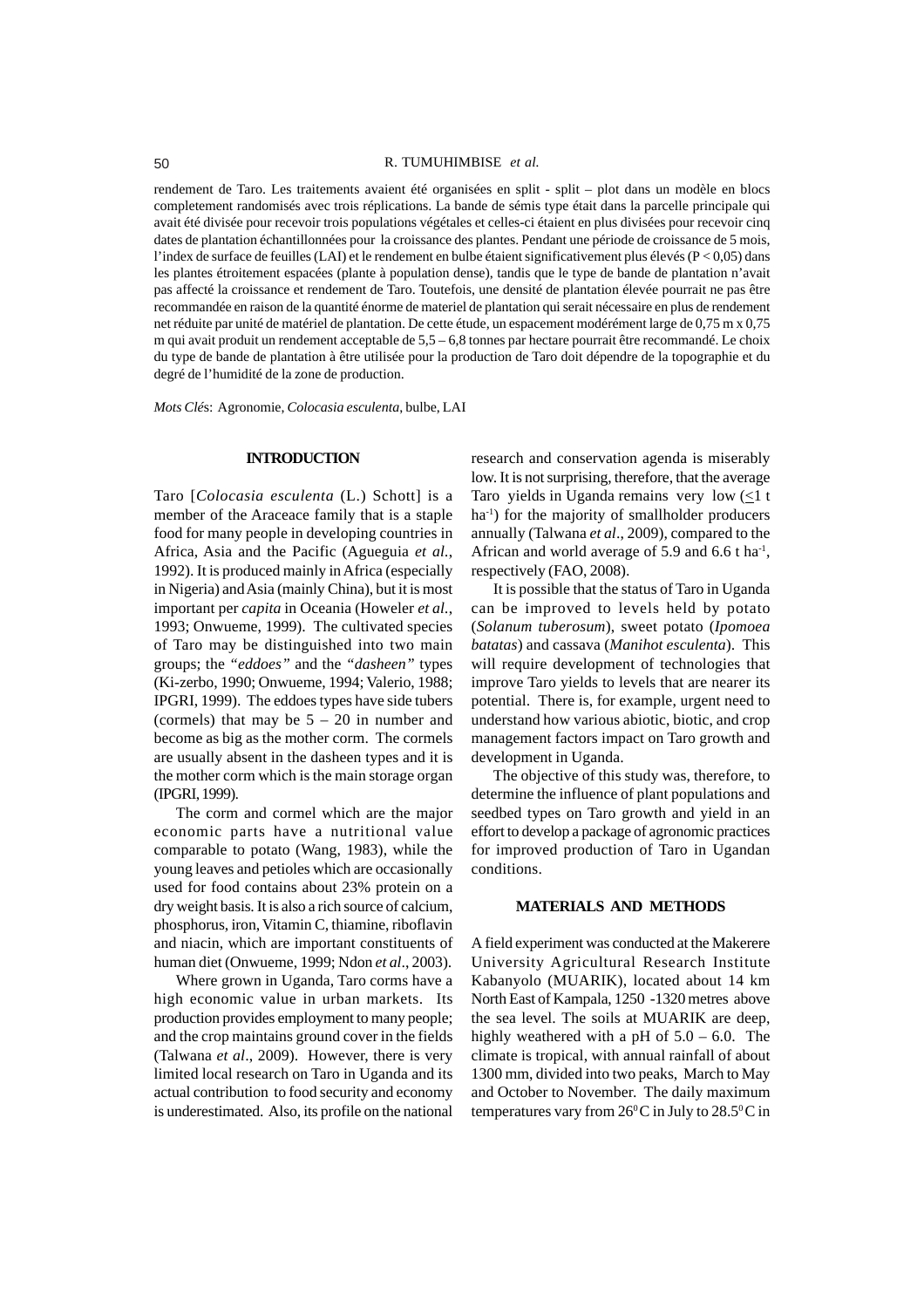rendement de Taro. Les traitements avaient été organisées en split - split – plot dans un modèle en blocs completement randomisés avec trois réplications. La bande de sémis type était dans la parcelle principale qui avait été divisée pour recevoir trois populations végétales et celles-ci étaient en plus divisées pour recevoir cinq dates de plantation échantillonnées pour la croissance des plantes. Pendant une période de croissance de 5 mois, l'index de surface de feuilles (LAI) et le rendement en bulbe étaient significativement plus élevés ($P < 0,05$) dans les plantes étroitement espacées (plante à population dense), tandis que le type de bande de plantation n'avait pas affecté la croissance et rendement de Taro. Toutefois, une densité de plantation élevée pourrait ne pas être recommandée en raison de la quantité énorme de materiel de plantation qui serait nécessaire en plus de rendement net réduite par unité de matériel de plantation. De cette étude, un espacement modérément large de 0,75 m x 0,75 m qui avait produit un rendement acceptable de 5,5 – 6,8 tonnes par hectare pourrait être recommandé. Le choix du type de bande de plantation à être utilisée pour la production de Taro doit dépendre de la topographie et du degré de l'humidité de la zone de production.

*Mots Clés*: Agronomie, *Colocasia esculenta*, bulbe, LAI

## INTRODUCTION

Taro [*Colocasia esculenta* (L.) Schott] is a member of the Araceace family that is a staple food for many people in developing countries in Africa, Asia and the Pacific (Agueguia *et al.*, 1992). It is produced mainly in Africa (especially in Nigeria) and Asia (mainly China), but it is most important per *capita* in Oceania (Howeler *et al.*, 1993; Onwueme, 1999). The cultivated species of Taro may be distinguished into two main groups; the "*eddoes*" and the "*dasheen*" types (Ki-zerbo, 1990; Onwueme, 1994; Valerio, 1988; IPGRI, 1999). The eddoes types have side tubers (cormels) that may be 5 – 20 in number and become as big as the mother corm. The cormels are usually absent in the dasheen types and it is the mother corm which is the main storage organ (IPGRI, 1999).

The corm and cormel which are the major economic parts have a nutritional value comparable to potato (Wang, 1983), while the young leaves and petioles which are occasionally used for food contains about 23% protein on a dry weight basis. It is also a rich source of calcium, phosphorus, iron, Vitamin C, thiamine, riboflavin and niacin, which are important constituents of human diet (Onwueme, 1999; Ndon *et al*., 2003).

Where grown in Uganda, Taro corms have a high economic value in urban markets. Its production provides employment to many people; and the crop maintains ground cover in the fields (Talwana *et al*., 2009). However, there is very limited local research on Taro in Uganda and its actual contribution to food security and economy is underestimated. Also, its profile on the national research and conservation agenda is miserably low. It is not surprising, therefore, that the average Taro yields in Uganda remains very low ($\leq$1 t ha$^{-1}$) for the majority of smallholder producers annually (Talwana *et al*., 2009), compared to the African and world average of 5.9 and 6.6 t ha$^{-1}$, respectively (FAO, 2008).

It is possible that the status of Taro in Uganda can be improved to levels held by potato (*Solanum tuberosum*), sweet potato (*Ipomoea batatas*) and cassava (*Manihot esculenta*). This will require development of technologies that improve Taro yields to levels that are nearer its potential. There is, for example, urgent need to understand how various abiotic, biotic, and crop management factors impact on Taro growth and development in Uganda.

The objective of this study was, therefore, to determine the influence of plant populations and seedbed types on Taro growth and yield in an effort to develop a package of agronomic practices for improved production of Taro in Ugandan conditions.

## MATERIALS AND METHODS

A field experiment was conducted at the Makerere University Agricultural Research Institute Kabanyolo (MUARIK), located about 14 km North East of Kampala, 1250 -1320 metres above the sea level. The soils at MUARIK are deep, highly weathered with a pH of 5.0 – 6.0. The climate is tropical, with annual rainfall of about 1300 mm, divided into two peaks, March to May and October to November. The daily maximum temperatures vary from 26$^0$C in July to 28.5$^0$C in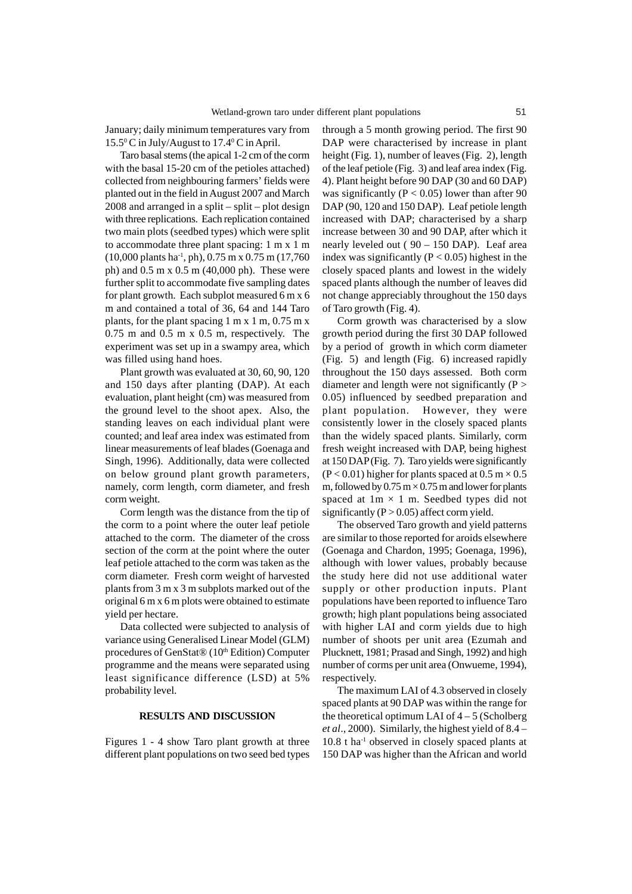January; daily minimum temperatures vary from $15.5^{0}$ C in July/August to $17.4^{0}$ C in April.

Taro basal stems (the apical 1-2 cm of the corm with the basal 15-20 cm of the petioles attached) collected from neighbouring farmers' fields were planted out in the field in August 2007 and March 2008 and arranged in a split – split – plot design with three replications. Each replication contained two main plots (seedbed types) which were split to accommodate three plant spacing: 1 m x 1 m (10,000 plants $ha^{-1}$, ph), 0.75 m x 0.75 m (17,760 ph) and 0.5 m x 0.5 m (40,000 ph). These were further split to accommodate five sampling dates for plant growth. Each subplot measured 6 m x 6 m and contained a total of 36, 64 and 144 Taro plants, for the plant spacing 1 m x 1 m, 0.75 m x 0.75 m and 0.5 m x 0.5 m, respectively. The experiment was set up in a swampy area, which was filled using hand hoes.

Plant growth was evaluated at 30, 60, 90, 120 and 150 days after planting (DAP). At each evaluation, plant height (cm) was measured from the ground level to the shoot apex. Also, the standing leaves on each individual plant were counted; and leaf area index was estimated from linear measurements of leaf blades (Goenaga and Singh, 1996). Additionally, data were collected on below ground plant growth parameters, namely, corm length, corm diameter, and fresh corm weight.

Corm length was the distance from the tip of the corm to a point where the outer leaf petiole attached to the corm. The diameter of the cross section of the corm at the point where the outer leaf petiole attached to the corm was taken as the corm diameter. Fresh corm weight of harvested plants from 3 m x 3 m subplots marked out of the original 6 m x 6 m plots were obtained to estimate yield per hectare.

Data collected were subjected to analysis of variance using Generalised Linear Model (GLM) procedures of GenStat® ($10^{th}$ Edition) Computer programme and the means were separated using least significance difference (LSD) at 5% probability level.

## RESULTS AND DISCUSSION

Figures 1 - 4 show Taro plant growth at three different plant populations on two seed bed types through a 5 month growing period. The first 90 DAP were characterised by increase in plant height (Fig. 1), number of leaves (Fig. 2), length of the leaf petiole (Fig. 3) and leaf area index (Fig. 4). Plant height before 90 DAP (30 and 60 DAP) was significantly ($P < 0.05$) lower than after 90 DAP (90, 120 and 150 DAP). Leaf petiole length increased with DAP; characterised by a sharp increase between 30 and 90 DAP, after which it nearly leveled out ( 90 – 150 DAP). Leaf area index was significantly ($P < 0.05$) highest in the closely spaced plants and lowest in the widely spaced plants although the number of leaves did not change appreciably throughout the 150 days of Taro growth (Fig. 4).

Corm growth was characterised by a slow growth period during the first 30 DAP followed by a period of growth in which corm diameter (Fig. 5) and length (Fig. 6) increased rapidly throughout the 150 days assessed. Both corm diameter and length were not significantly ($P > 0.05$) influenced by seedbed preparation and plant population. However, they were consistently lower in the closely spaced plants than the widely spaced plants. Similarly, corm fresh weight increased with DAP, being highest at 150 DAP (Fig. 7). Taro yields were significantly ($P < 0.01$) higher for plants spaced at 0.5 m × 0.5 m, followed by 0.75 m × 0.75 m and lower for plants spaced at 1m × 1 m. Seedbed types did not significantly ($P > 0.05$) affect corm yield.

The observed Taro growth and yield patterns are similar to those reported for aroids elsewhere (Goenaga and Chardon, 1995; Goenaga, 1996), although with lower values, probably because the study here did not use additional water supply or other production inputs. Plant populations have been reported to influence Taro growth; high plant populations being associated with higher LAI and corm yields due to high number of shoots per unit area (Ezumah and Plucknett, 1981; Prasad and Singh, 1992) and high number of corms per unit area (Onwueme, 1994), respectively.

The maximum LAI of 4.3 observed in closely spaced plants at 90 DAP was within the range for the theoretical optimum LAI of 4 – 5 (Scholberg *et al*., 2000). Similarly, the highest yield of 8.4 – 10.8 t $ha^{-1}$ observed in closely spaced plants at 150 DAP was higher than the African and world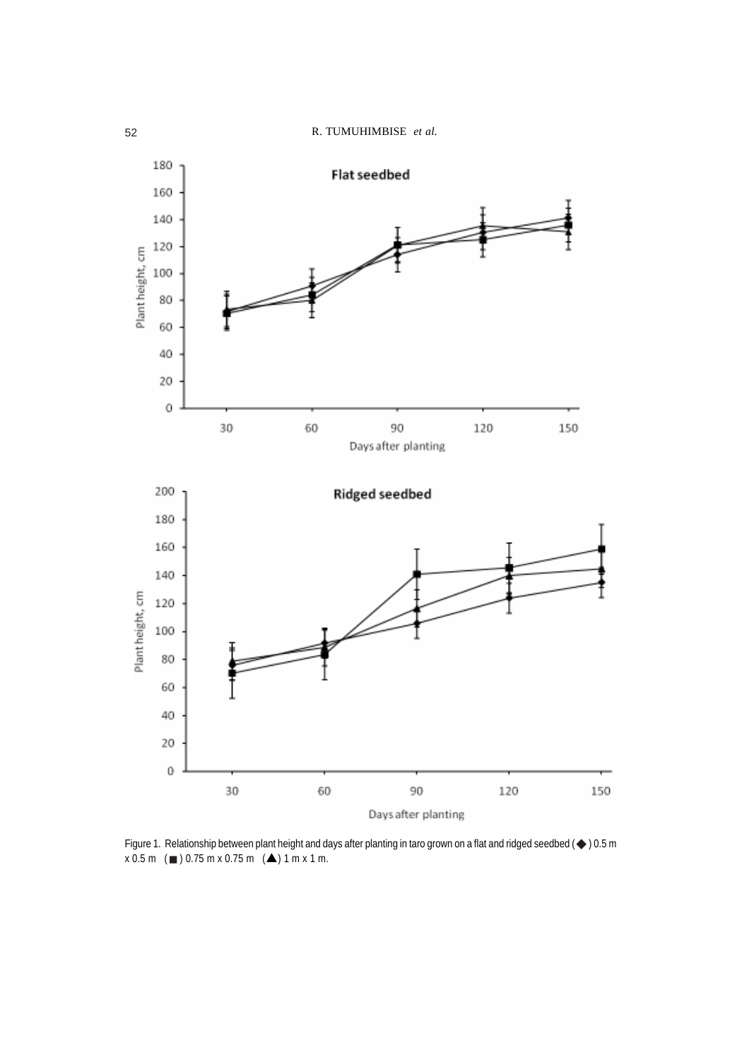Figure 1. Relationship between plant height and days after planting in taro grown on a flat and ridged seedbed (◆) 0.5 m x 0.5 m (■) 0.75 m x 0.75 m (▲) 1 m x 1 m.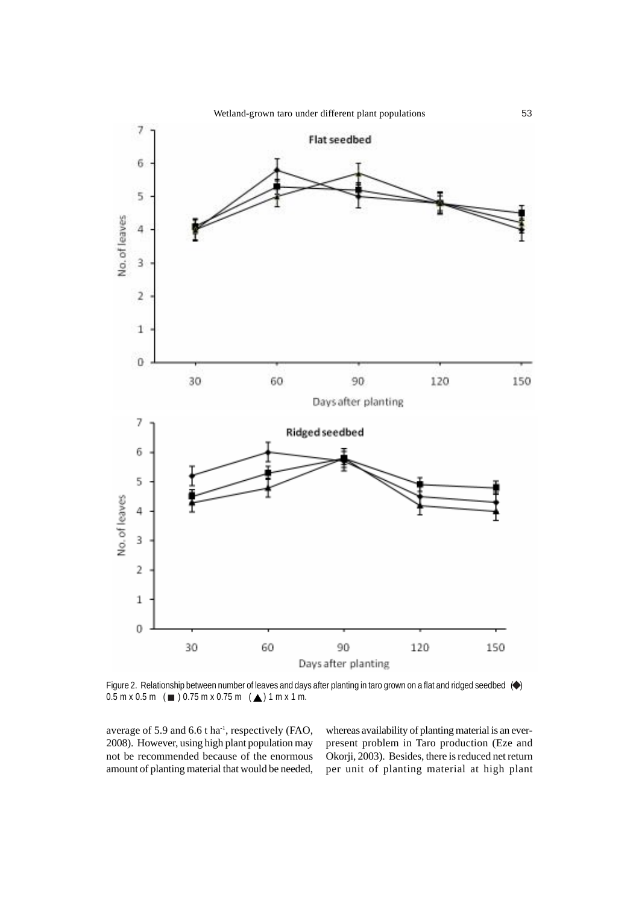Figure 2. Relationship between number of leaves and days after planting in taro grown on a flat and ridged seedbed (◆) 0.5 m x 0.5 m (■) 0.75 m x 0.75 m (▲) 1 m x 1 m.

average of 5.9 and 6.6 t ha$^{-1}$, respectively (FAO, 2008). However, using high plant population may not be recommended because of the enormous amount of planting material that would be needed, whereas availability of planting material is an ever-present problem in Taro production (Eze and Okorji, 2003). Besides, there is reduced net return per unit of planting material at high plant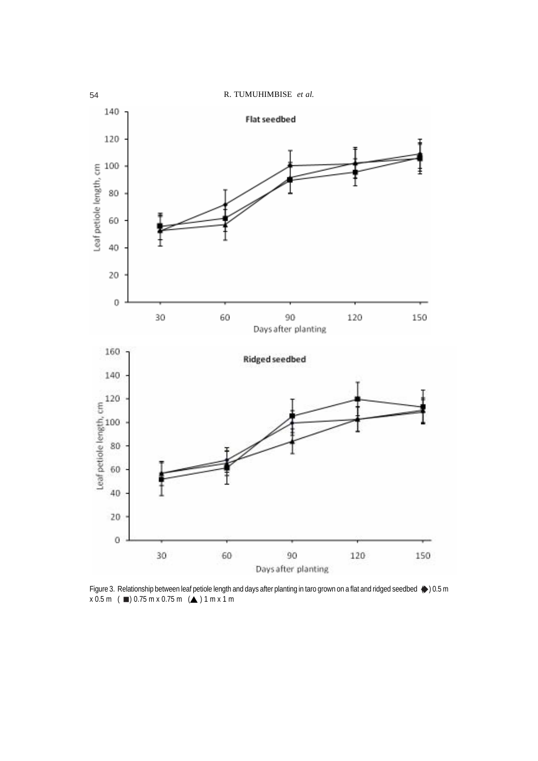Figure 3. Relationship between leaf petiole length and days after planting in taro grown on a flat and ridged seedbed (◆) 0.5 m x 0.5 m (■) 0.75 m x 0.75 m (▲) 1 m x 1 m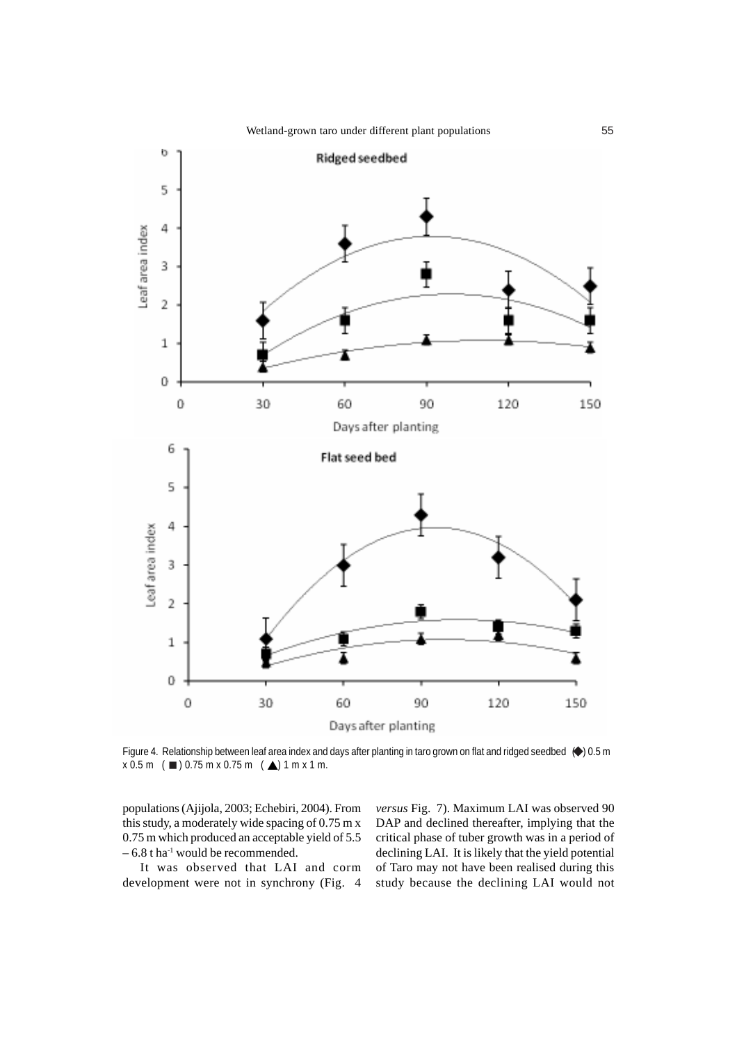Figure 4. Relationship between leaf area index and days after planting in taro grown on flat and ridged seedbed (◆) 0.5 m x 0.5 m (■) 0.75 m x 0.75 m (▲) 1 m x 1 m.

populations (Ajijola, 2003; Echebiri, 2004). From this study, a moderately wide spacing of 0.75 m x 0.75 m which produced an acceptable yield of 5.5 – 6.8 t ha$^{-1}$ would be recommended.

It was observed that LAI and corm development were not in synchrony (Fig. 4 *versus* Fig. 7). Maximum LAI was observed 90 DAP and declined thereafter, implying that the critical phase of tuber growth was in a period of declining LAI. It is likely that the yield potential of Taro may not have been realised during this study because the declining LAI would not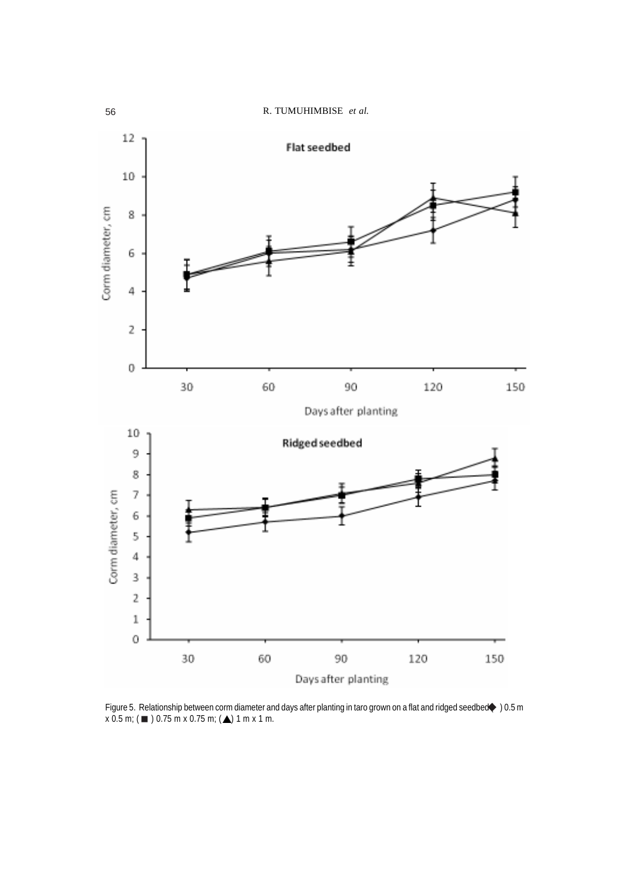Figure 5. Relationship between corm diameter and days after planting in taro grown on a flat and ridged seedbed◆ ) 0.5 m x 0.5 m; ( ■ ) 0.75 m x 0.75 m; (▲) 1 m x 1 m.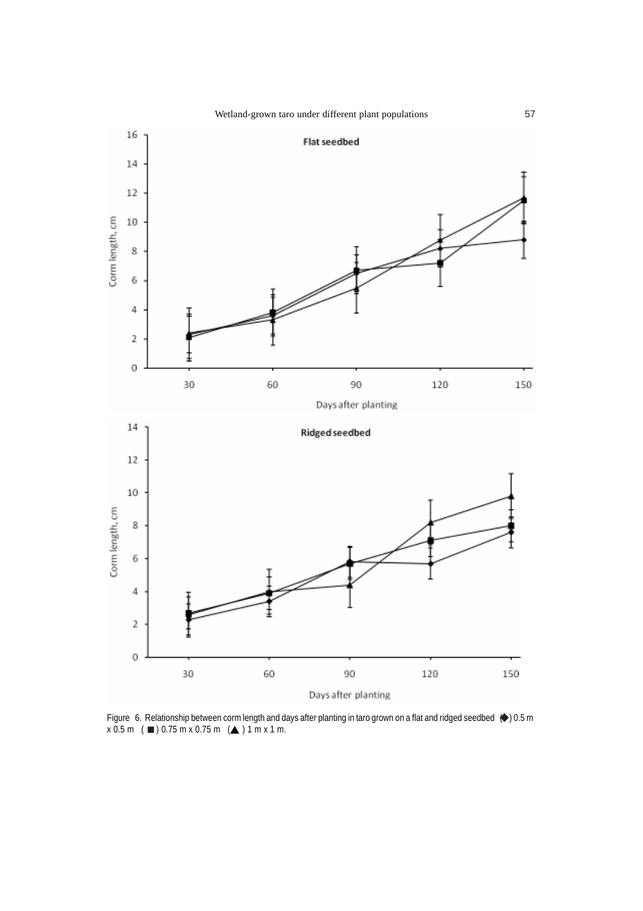Figure 6. Relationship between corm length and days after planting in taro grown on a flat and ridged seedbed (◆) 0.5 m x 0.5 m (■) 0.75 m x 0.75 m (▲) 1 m x 1 m.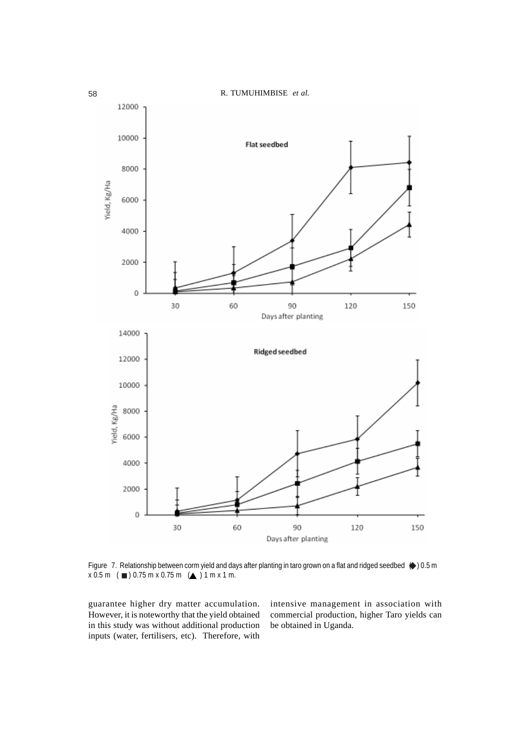Figure 7. Relationship between corm yield and days after planting in taro grown on a flat and ridged seedbed (◆) 0.5 m x 0.5 m (■) 0.75 m x 0.75 m (▲) 1 m x 1 m.

guarantee higher dry matter accumulation. However, it is noteworthy that the yield obtained in this study was without additional production inputs (water, fertilisers, etc). Therefore, with intensive management in association with commercial production, higher Taro yields can be obtained in Uganda.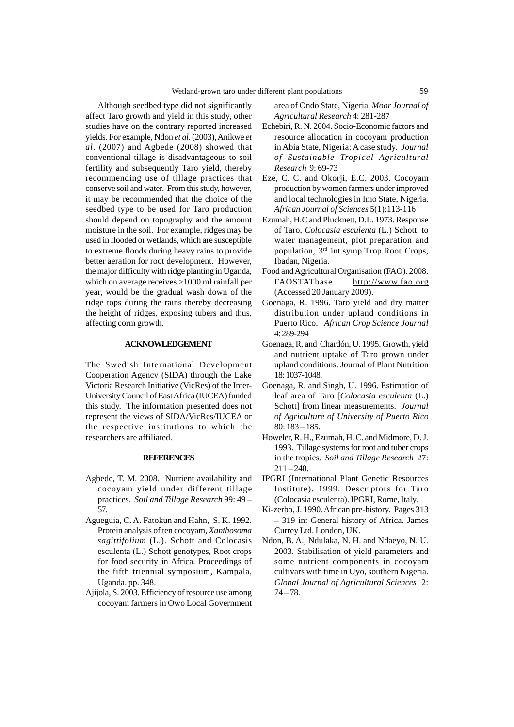Although seedbed type did not significantly affect Taro growth and yield in this study, other studies have on the contrary reported increased yields. For example, Ndon *et al*. (2003), Anikwe *et al*. (2007) and Agbede (2008) showed that conventional tillage is disadvantageous to soil fertility and subsequently Taro yield, thereby recommending use of tillage practices that conserve soil and water. From this study, however, it may be recommended that the choice of the seedbed type to be used for Taro production should depend on topography and the amount moisture in the soil. For example, ridges may be used in flooded or wetlands, which are susceptible to extreme floods during heavy rains to provide better aeration for root development. However, the major difficulty with ridge planting in Uganda, which on average receives >1000 ml rainfall per year, would be the gradual wash down of the ridge tops during the rains thereby decreasing the height of ridges, exposing tubers and thus, affecting corm growth.

## ACKNOWLEDGEMENT

The Swedish International Development Cooperation Agency (SIDA) through the Lake Victoria Research Initiative (VicRes) of the Inter-University Council of East Africa (IUCEA) funded this study. The information presented does not represent the views of SIDA/VicRes/IUCEA or the respective institutions to which the researchers are affiliated.

## REFERENCES

Agbede, T. M. 2008. Nutrient availability and cocoyam yield under different tillage practices. *Soil and Tillage Research* 99: 49 – 57.

Agueguia, C. A. Fatokun and Hahn, S. K. 1992. Protein analysis of ten cocoyam, *Xanthosoma sagittifolium* (L.). Schott and Colocasis esculenta (L.) Schott genotypes, Root crops for food security in Africa. Proceedings of the fifth triennial symposium, Kampala, Uganda. pp. 348.

Ajijola, S. 2003. Efficiency of resource use among cocoyam farmers in Owo Local Government area of Ondo State, Nigeria. *Moor Journal of Agricultural Research* 4: 281-287

Echebiri, R. N. 2004. Socio-Economic factors and resource allocation in cocoyam production in Abia State, Nigeria: A case study. *Journal of Sustainable Tropical Agricultural Research* 9: 69-73

Eze, C. C. and Okorji, E.C. 2003. Cocoyam production by women farmers under improved and local technologies in Imo State, Nigeria. *African Journal of Sciences* 5(1):113-116

Ezumah, H.C and Plucknett, D.L. 1973. Response of Taro, *Colocasia esculenta* (L.) Schott, to water management, plot preparation and population, 3rd int.symp.Trop.Root Crops, Ibadan, Nigeria.

Food and Agricultural Organisation (FAO). 2008. FAOSTATbase. http://www.fao.org (Accessed 20 January 2009).

Goenaga, R. 1996. Taro yield and dry matter distribution under upland conditions in Puerto Rico. *African Crop Science Journal* 4: 289-294

Goenaga, R. and Chardón, U. 1995. Growth, yield and nutrient uptake of Taro grown under upland conditions. Journal of Plant Nutrition 18: 1037-1048.

Goenaga, R. and Singh, U. 1996. Estimation of leaf area of Taro [*Colocasia esculenta* (L.) Schott] from linear measurements. *Journal of Agriculture of University of Puerto Rico* 80: 183 – 185.

Howeler, R. H., Ezumah, H. C. and Midmore, D. J. 1993. Tillage systems for root and tuber crops in the tropics. *Soil and Tillage Research* 27: 211 – 240.

IPGRI (International Plant Genetic Resources Institute). 1999. Descriptors for Taro (Colocasia esculenta). IPGRI, Rome, Italy.

Ki-zerbo, J. 1990. African pre-history. Pages 313 – 319 in: General history of Africa. James Currey Ltd. London, UK.

Ndon, B. A., Ndulaka, N. H. and Ndaeyo, N. U. 2003. Stabilisation of yield parameters and some nutrient components in cocoyam cultivars with time in Uyo, southern Nigeria. *Global Journal of Agricultural Sciences* 2: 74 – 78.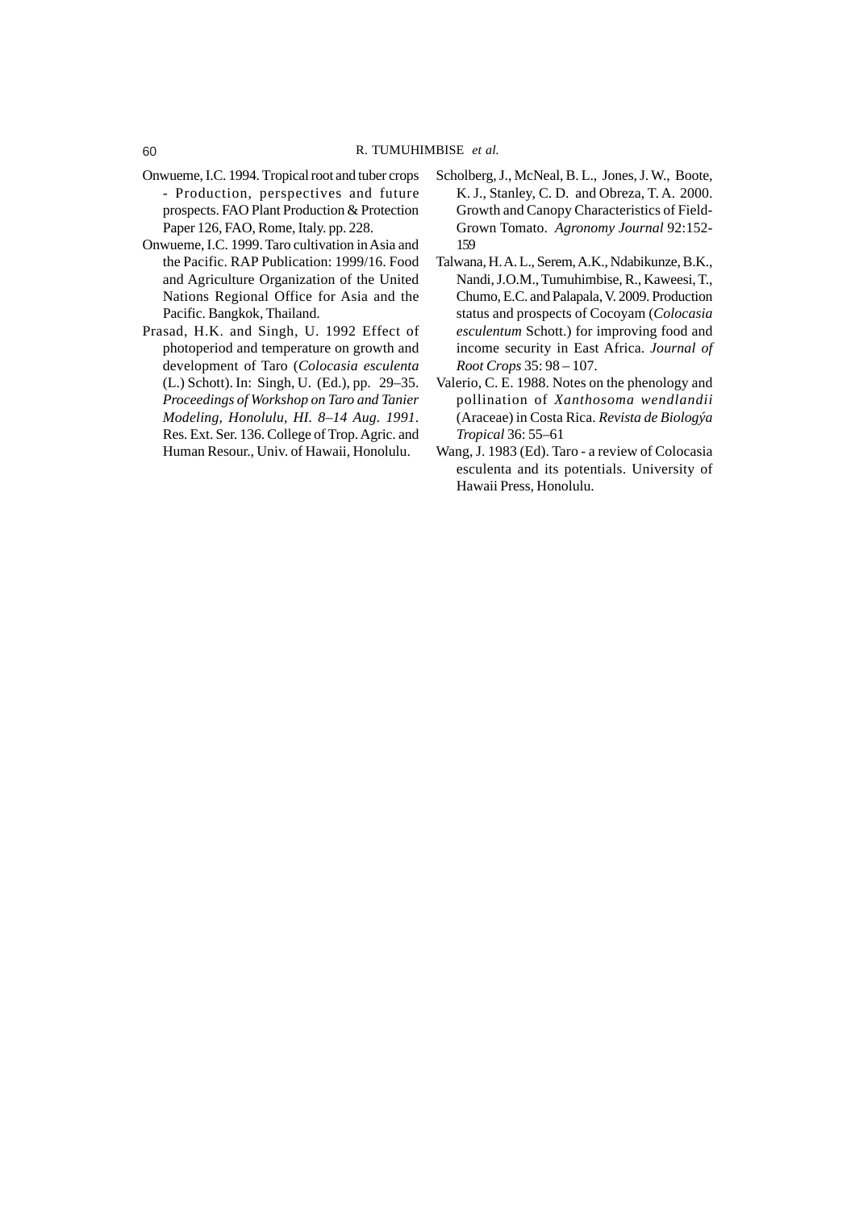Onwueme, I.C. 1994. Tropical root and tuber crops - Production, perspectives and future prospects. FAO Plant Production & Protection Paper 126, FAO, Rome, Italy. pp. 228.

Onwueme, I.C. 1999. Taro cultivation in Asia and the Pacific. RAP Publication: 1999/16. Food and Agriculture Organization of the United Nations Regional Office for Asia and the Pacific. Bangkok, Thailand.

Prasad, H.K. and Singh, U. 1992 Effect of photoperiod and temperature on growth and development of Taro (*Colocasia esculenta* (L.) Schott). In: Singh, U. (Ed.), pp. 29–35. *Proceedings of Workshop on Taro and Tanier Modeling, Honolulu, HI. 8–14 Aug. 1991*. Res. Ext. Ser. 136. College of Trop. Agric. and Human Resour., Univ. of Hawaii, Honolulu.

Scholberg, J., McNeal, B. L., Jones, J. W., Boote, K. J., Stanley, C. D. and Obreza, T. A. 2000. Growth and Canopy Characteristics of Field-Grown Tomato. *Agronomy Journal* 92:152-159

Talwana, H. A. L., Serem, A.K., Ndabikunze, B.K., Nandi, J.O.M., Tumuhimbise, R., Kaweesi, T., Chumo, E.C. and Palapala, V. 2009. Production status and prospects of Cocoyam (*Colocasia esculentum* Schott.) for improving food and income security in East Africa. *Journal of Root Crops* 35: 98 – 107.

Valerio, C. E. 1988. Notes on the phenology and pollination of *Xanthosoma wendlandii* (Araceae) in Costa Rica. *Revista de Biologýa Tropical* 36: 55–61

Wang, J. 1983 (Ed). Taro - a review of Colocasia esculenta and its potentials. University of Hawaii Press, Honolulu.